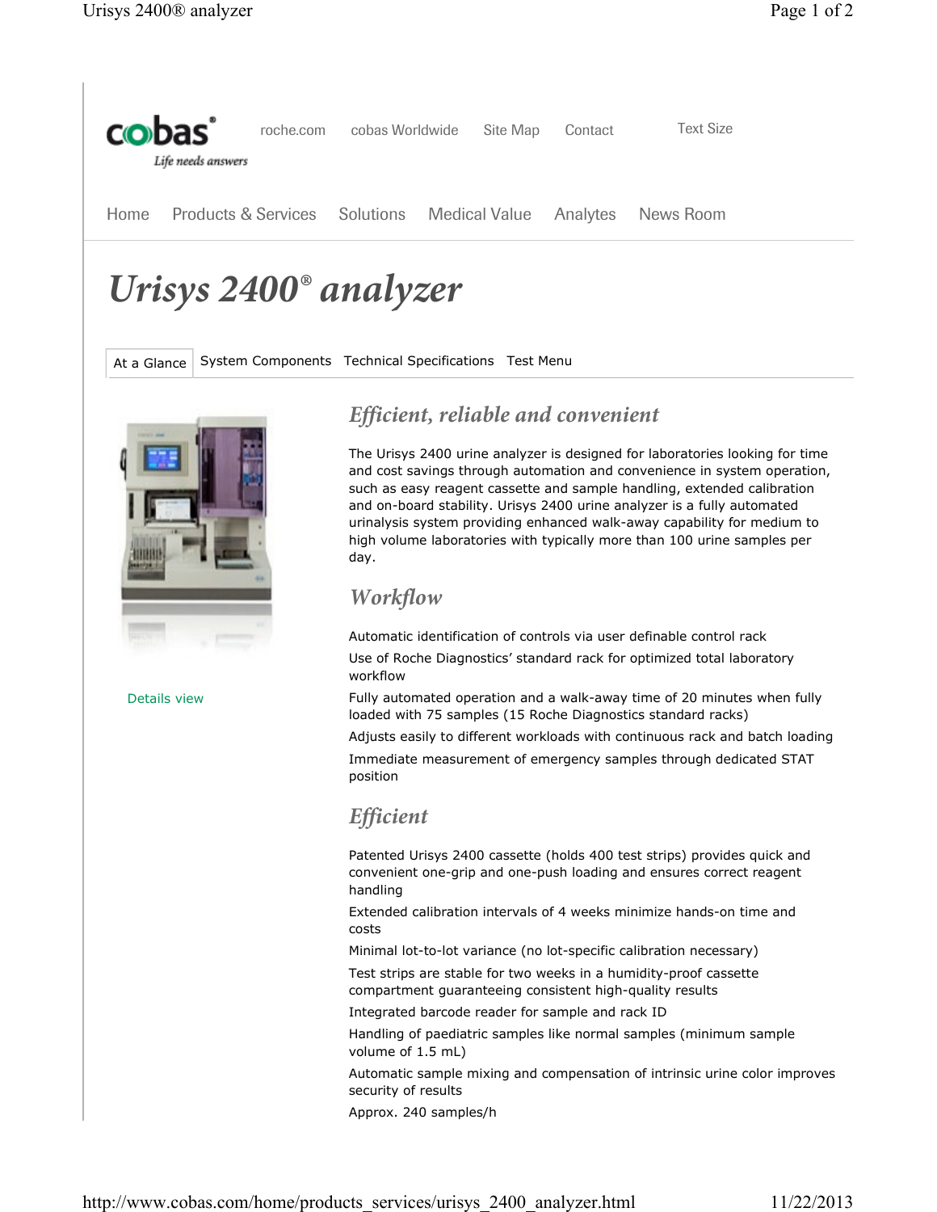cobas®
*Life needs answers*

roche.com | cobas Worldwide | Site Map | Contact | Text Size

Home | Products & Services | Solutions | Medical Value | Analytes | News Room

# *Urisys 2400® analyzer*

At a Glance | System Components | Technical Specifications | Test Menu

Details view

## *Efficient, reliable and convenient*

The Urisys 2400 urine analyzer is designed for laboratories looking for time and cost savings through automation and convenience in system operation, such as easy reagent cassette and sample handling, extended calibration and on-board stability. Urisys 2400 urine analyzer is a fully automated urinalysis system providing enhanced walk-away capability for medium to high volume laboratories with typically more than 100 urine samples per day.

## *Workflow*

Automatic identification of controls via user definable control rack

Use of Roche Diagnostics' standard rack for optimized total laboratory workflow

Fully automated operation and a walk-away time of 20 minutes when fully loaded with 75 samples (15 Roche Diagnostics standard racks)

Adjusts easily to different workloads with continuous rack and batch loading

Immediate measurement of emergency samples through dedicated STAT position

## *Efficient*

Patented Urisys 2400 cassette (holds 400 test strips) provides quick and convenient one-grip and one-push loading and ensures correct reagent handling

Extended calibration intervals of 4 weeks minimize hands-on time and costs

Minimal lot-to-lot variance (no lot-specific calibration necessary)

Test strips are stable for two weeks in a humidity-proof cassette compartment guaranteeing consistent high-quality results

Integrated barcode reader for sample and rack ID

Handling of paediatric samples like normal samples (minimum sample volume of 1.5 mL)

Automatic sample mixing and compensation of intrinsic urine color improves security of results

Approx. 240 samples/h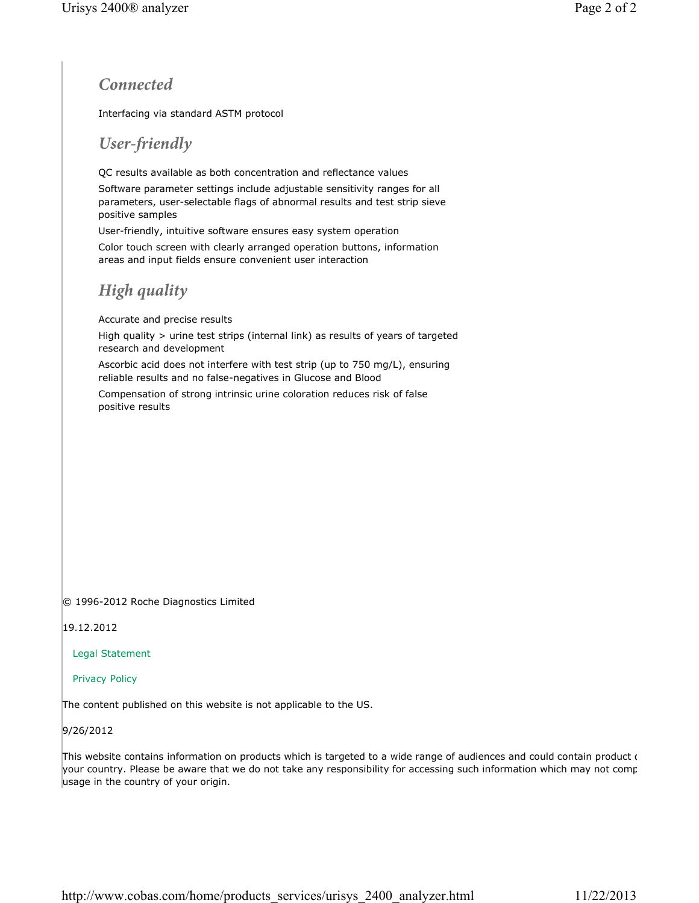## *Connected*

Interfacing via standard ASTM protocol

## *User-friendly*

QC results available as both concentration and reflectance values

Software parameter settings include adjustable sensitivity ranges for all parameters, user-selectable flags of abnormal results and test strip sieve positive samples

User-friendly, intuitive software ensures easy system operation

Color touch screen with clearly arranged operation buttons, information areas and input fields ensure convenient user interaction

## *High quality*

Accurate and precise results

High quality > urine test strips (internal link) as results of years of targeted research and development

Ascorbic acid does not interfere with test strip (up to 750 mg/L), ensuring reliable results and no false-negatives in Glucose and Blood

Compensation of strong intrinsic urine coloration reduces risk of false positive results

© 1996-2012 Roche Diagnostics Limited

19.12.2012

Legal Statement

Privacy Policy

The content published on this website is not applicable to the US.

9/26/2012

This website contains information on products which is targeted to a wide range of audiences and could contain product ( your country. Please be aware that we do not take any responsibility for accessing such information which may not comp usage in the country of your origin.